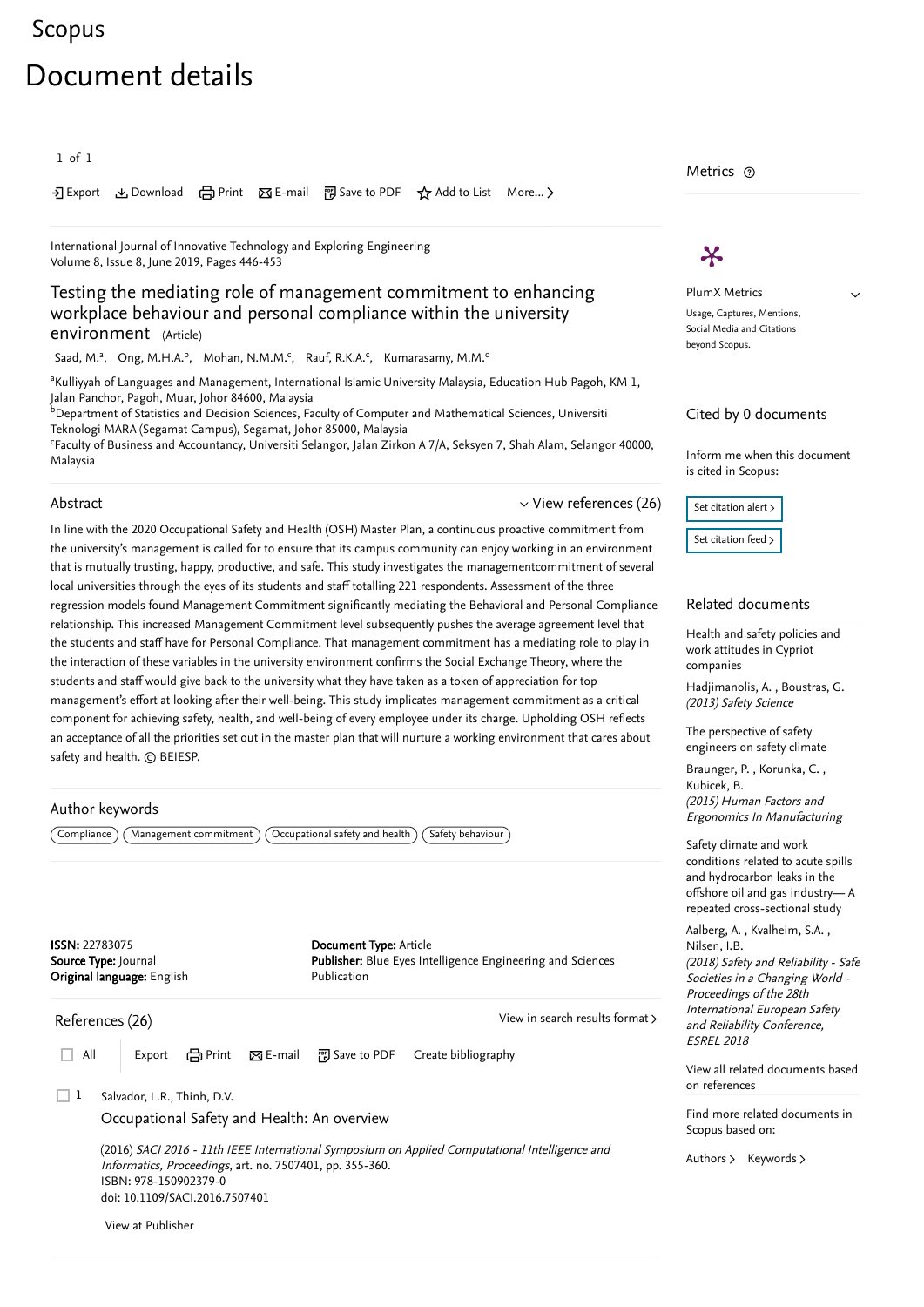Scopus

# Document details

1 of 1

Export Download Print E-mail Save to PDF Add to List More...

International Journal of Innovative Technology and Exploring Engineering
Volume 8, Issue 8, June 2019, Pages 446-453

## Testing the mediating role of management commitment to enhancing workplace behaviour and personal compliance within the university environment (Article)

Saad, M.A.[a], Ong, M.H.A.[b], Mohan, N.M.M.[c], Rauf, R.K.A.[c], Kumarasamy, M.M.[c]

[a]Kulliyyah of Languages and Management, International Islamic University Malaysia, Education Hub Pagoh, KM 1, Jalan Panchor, Pagoh, Muar, Johor 84600, Malaysia
[b]Department of Statistics and Decision Sciences, Faculty of Computer and Mathematical Sciences, Universiti Teknologi MARA (Segamat Campus), Segamat, Johor 85000, Malaysia
[c]Faculty of Business and Accountancy, Universiti Selangor, Jalan Zirkon A 7/A, Seksyen 7, Shah Alam, Selangor 40000, Malaysia

### Abstract

View references (26)

In line with the 2020 Occupational Safety and Health (OSH) Master Plan, a continuous proactive commitment from the university's management is called for to ensure that its campus community can enjoy working in an environment that is mutually trusting, happy, productive, and safe. This study investigates the managementcommitment of several local universities through the eyes of its students and staff totalling 221 respondents. Assessment of the three regression models found Management Commitment significantly mediating the Behavioral and Personal Compliance relationship. This increased Management Commitment level subsequently pushes the average agreement level that the students and staff have for Personal Compliance. That management commitment has a mediating role to play in the interaction of these variables in the university environment confirms the Social Exchange Theory, where the students and staff would give back to the university what they have taken as a token of appreciation for top management's effort at looking after their well-being. This study implicates management commitment as a critical component for achieving safety, health, and well-being of every employee under its charge. Upholding OSH reflects an acceptance of all the priorities set out in the master plan that will nurture a working environment that cares about safety and health. © BEIESP.

### Author keywords

Compliance | Management commitment | Occupational safety and health | Safety behaviour

**ISSN:** 22783075
**Source Type:** Journal
**Original language:** English

**Document Type:** Article
**Publisher:** Blue Eyes Intelligence Engineering and Sciences Publication

### References (26)

View in search results format

All Export Print E-mail Save to PDF Create bibliography

1. Salvador, L.R., Thinh, D.V.
Occupational Safety and Health: An overview
(2016) *SACI 2016 - 11th IEEE International Symposium on Applied Computational Intelligence and Informatics, Proceedings*, art. no. 7507401, pp. 355-360.
ISBN: 978-150902379-0
doi: 10.1109/SACI.2016.7507401
View at Publisher

### Metrics

PlumX Metrics
Usage, Captures, Mentions, Social Media and Citations beyond Scopus.

### Cited by 0 documents

Inform me when this document is cited in Scopus:

Set citation alert
Set citation feed

### Related documents

Health and safety policies and work attitudes in Cypriot companies
Hadjimanolis, A. , Boustras, G.
*(2013) Safety Science*

The perspective of safety engineers on safety climate
Braunger, P. , Korunka, C. , Kubicek, B.
*(2015) Human Factors and Ergonomics In Manufacturing*

Safety climate and work conditions related to acute spills and hydrocarbon leaks in the offshore oil and gas industry— A repeated cross-sectional study
Aalberg, A. , Kvalheim, S.A. , Nilsen, I.B.
*(2018) Safety and Reliability - Safe Societies in a Changing World - Proceedings of the 28th International European Safety and Reliability Conference, ESREL 2018*

View all related documents based on references

Find more related documents in Scopus based on:

Authors Keywords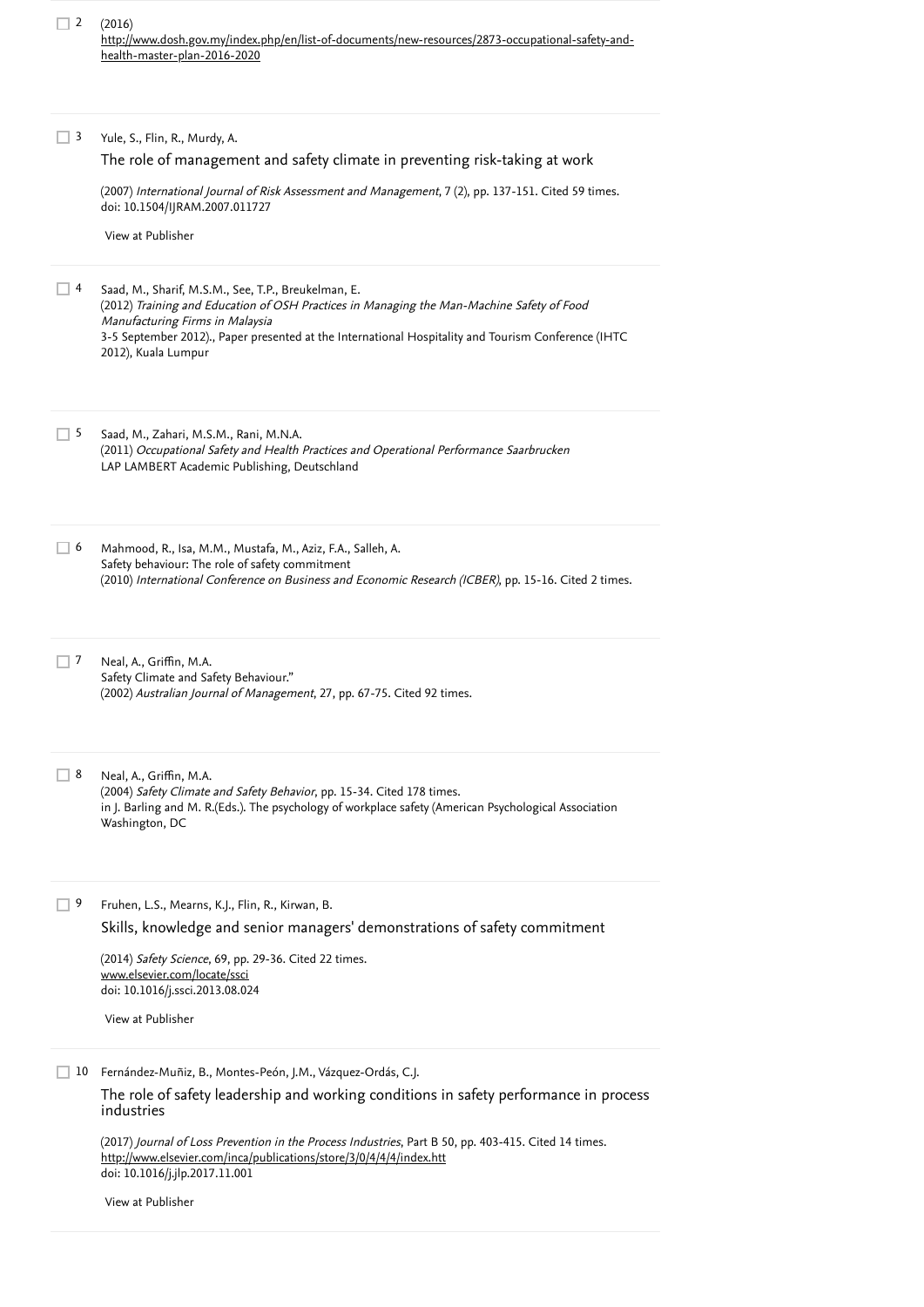2 (2016)
http://www.dosh.gov.my/index.php/en/list-of-documents/new-resources/2873-occupational-safety-and-health-master-plan-2016-2020

3 Yule, S., Flin, R., Murdy, A.
The role of management and safety climate in preventing risk-taking at work
(2007) *International Journal of Risk Assessment and Management*, 7 (2), pp. 137-151. Cited 59 times.
doi: 10.1504/IJRAM.2007.011727

View at Publisher

4 Saad, M., Sharif, M.S.M., See, T.P., Breukelman, E.
(2012) *Training and Education of OSH Practices in Managing the Man-Machine Safety of Food Manufacturing Firms in Malaysia*
3-5 September 2012)., Paper presented at the International Hospitality and Tourism Conference (IHTC 2012), Kuala Lumpur

5 Saad, M., Zahari, M.S.M., Rani, M.N.A.
(2011) *Occupational Safety and Health Practices and Operational Performance Saarbrucken*
LAP LAMBERT Academic Publishing, Deutschland

6 Mahmood, R., Isa, M.M., Mustafa, M., Aziz, F.A., Salleh, A.
Safety behaviour: The role of safety commitment
(2010) *International Conference on Business and Economic Research (ICBER)*, pp. 15-16. Cited 2 times.

7 Neal, A., Griffin, M.A.
Safety Climate and Safety Behaviour."
(2002) *Australian Journal of Management*, 27, pp. 67-75. Cited 92 times.

8 Neal, A., Griffin, M.A.
(2004) *Safety Climate and Safety Behavior*, pp. 15-34. Cited 178 times.
in J. Barling and M. R.(Eds.). The psychology of workplace safety (American Psychological Association Washington, DC

9 Fruhen, L.S., Mearns, K.J., Flin, R., Kirwan, B.
Skills, knowledge and senior managers' demonstrations of safety commitment
(2014) *Safety Science*, 69, pp. 29-36. Cited 22 times.
www.elsevier.com/locate/ssci
doi: 10.1016/j.ssci.2013.08.024

View at Publisher

10 Fernández-Muñiz, B., Montes-Peón, J.M., Vázquez-Ordás, C.J.
The role of safety leadership and working conditions in safety performance in process industries
(2017) *Journal of Loss Prevention in the Process Industries*, Part B 50, pp. 403-415. Cited 14 times.
http://www.elsevier.com/inca/publications/store/3/0/4/4/4/index.htt
doi: 10.1016/j.jlp.2017.11.001

View at Publisher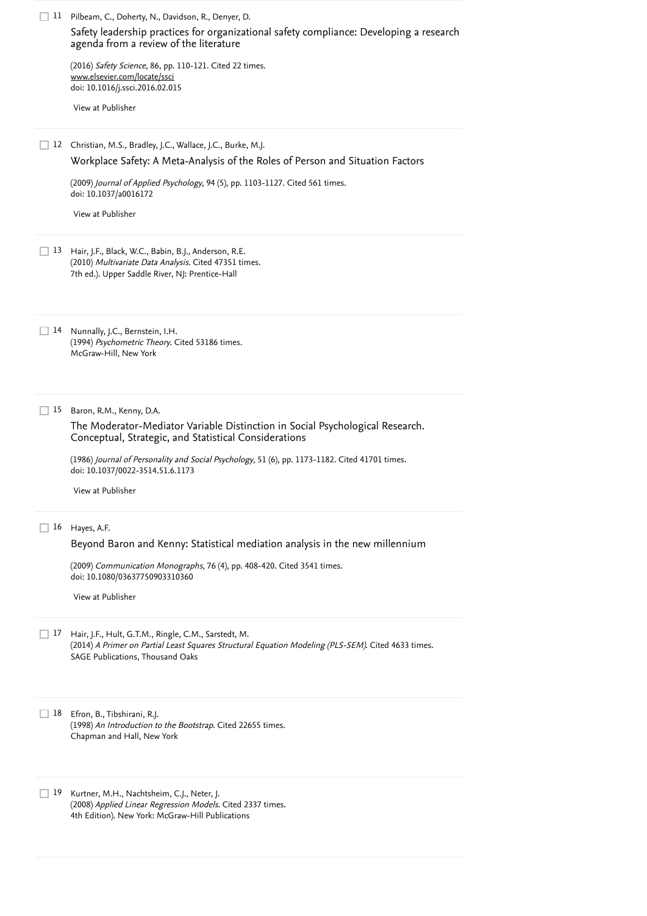11 Pilbeam, C., Doherty, N., Davidson, R., Denyer, D.

Safety leadership practices for organizational safety compliance: Developing a research agenda from a review of the literature

(2016) *Safety Science*, 86, pp. 110-121. Cited 22 times.
www.elsevier.com/locate/ssci
doi: 10.1016/j.ssci.2016.02.015

View at Publisher

12 Christian, M.S., Bradley, J.C., Wallace, J.C., Burke, M.J.

Workplace Safety: A Meta-Analysis of the Roles of Person and Situation Factors

(2009) *Journal of Applied Psychology*, 94 (5), pp. 1103-1127. Cited 561 times.
doi: 10.1037/a0016172

View at Publisher

13 Hair, J.F., Black, W.C., Babin, B.J., Anderson, R.E.
(2010) *Multivariate Data Analysis*. Cited 47351 times.
7th ed.). Upper Saddle River, NJ: Prentice-Hall

14 Nunnally, J.C., Bernstein, I.H.
(1994) *Psychometric Theory*. Cited 53186 times.
McGraw-Hill, New York

15 Baron, R.M., Kenny, D.A.

The Moderator-Mediator Variable Distinction in Social Psychological Research. Conceptual, Strategic, and Statistical Considerations

(1986) *Journal of Personality and Social Psychology*, 51 (6), pp. 1173-1182. Cited 41701 times.
doi: 10.1037/0022-3514.51.6.1173

View at Publisher

16 Hayes, A.F.

Beyond Baron and Kenny: Statistical mediation analysis in the new millennium

(2009) *Communication Monographs*, 76 (4), pp. 408-420. Cited 3541 times.
doi: 10.1080/03637750903310360

View at Publisher

17 Hair, J.F., Hult, G.T.M., Ringle, C.M., Sarstedt, M.
(2014) *A Primer on Partial Least Squares Structural Equation Modeling (PLS-SEM)*. Cited 4633 times.
SAGE Publications, Thousand Oaks

18 Efron, B., Tibshirani, R.J.
(1998) *An Introduction to the Bootstrap*. Cited 22655 times.
Chapman and Hall, New York

19 Kurtner, M.H., Nachtsheim, C.J., Neter, J.
(2008) *Applied Linear Regression Models*. Cited 2337 times.
4th Edition). New York: McGraw-Hill Publications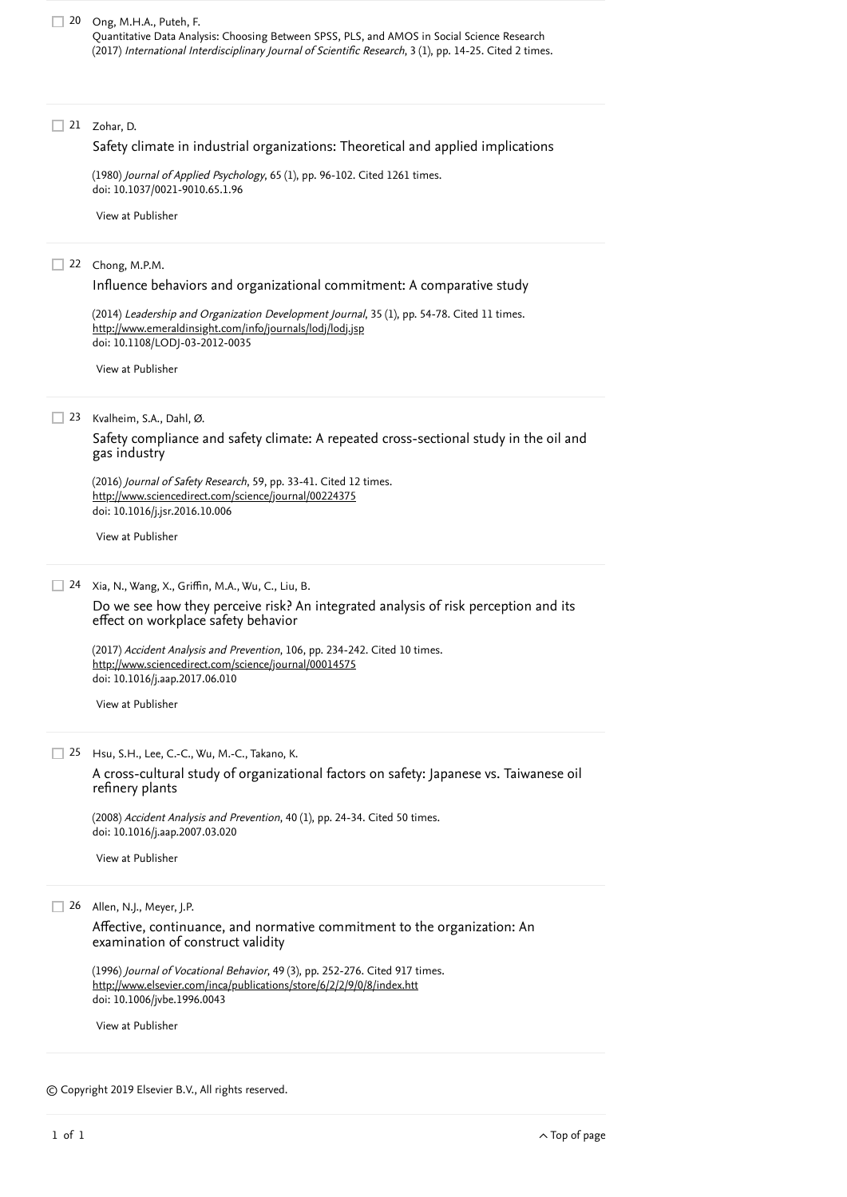20 Ong, M.H.A., Puteh, F.
Quantitative Data Analysis: Choosing Between SPSS, PLS, and AMOS in Social Science Research
(2017) *International Interdisciplinary Journal of Scientific Research*, 3 (1), pp. 14-25. Cited 2 times.

21 Zohar, D.
Safety climate in industrial organizations: Theoretical and applied implications

(1980) *Journal of Applied Psychology*, 65 (1), pp. 96-102. Cited 1261 times.
doi: 10.1037/0021-9010.65.1.96

View at Publisher

22 Chong, M.P.M.
Influence behaviors and organizational commitment: A comparative study

(2014) *Leadership and Organization Development Journal*, 35 (1), pp. 54-78. Cited 11 times.
http://www.emeraldinsight.com/info/journals/lodj/lodj.jsp
doi: 10.1108/LODJ-03-2012-0035

View at Publisher

23 Kvalheim, S.A., Dahl, Ø.
Safety compliance and safety climate: A repeated cross-sectional study in the oil and gas industry

(2016) *Journal of Safety Research*, 59, pp. 33-41. Cited 12 times.
http://www.sciencedirect.com/science/journal/00224375
doi: 10.1016/j.jsr.2016.10.006

View at Publisher

24 Xia, N., Wang, X., Griffin, M.A., Wu, C., Liu, B.
Do we see how they perceive risk? An integrated analysis of risk perception and its effect on workplace safety behavior

(2017) *Accident Analysis and Prevention*, 106, pp. 234-242. Cited 10 times.
http://www.sciencedirect.com/science/journal/00014575
doi: 10.1016/j.aap.2017.06.010

View at Publisher

25 Hsu, S.H., Lee, C.-C., Wu, M.-C., Takano, K.
A cross-cultural study of organizational factors on safety: Japanese vs. Taiwanese oil refinery plants

(2008) *Accident Analysis and Prevention*, 40 (1), pp. 24-34. Cited 50 times.
doi: 10.1016/j.aap.2007.03.020

View at Publisher

26 Allen, N.J., Meyer, J.P.
Affective, continuance, and normative commitment to the organization: An examination of construct validity

(1996) *Journal of Vocational Behavior*, 49 (3), pp. 252-276. Cited 917 times.
http://www.elsevier.com/inca/publications/store/6/2/2/9/0/8/index.htt
doi: 10.1006/jvbe.1996.0043

View at Publisher

© Copyright 2019 Elsevier B.V., All rights reserved.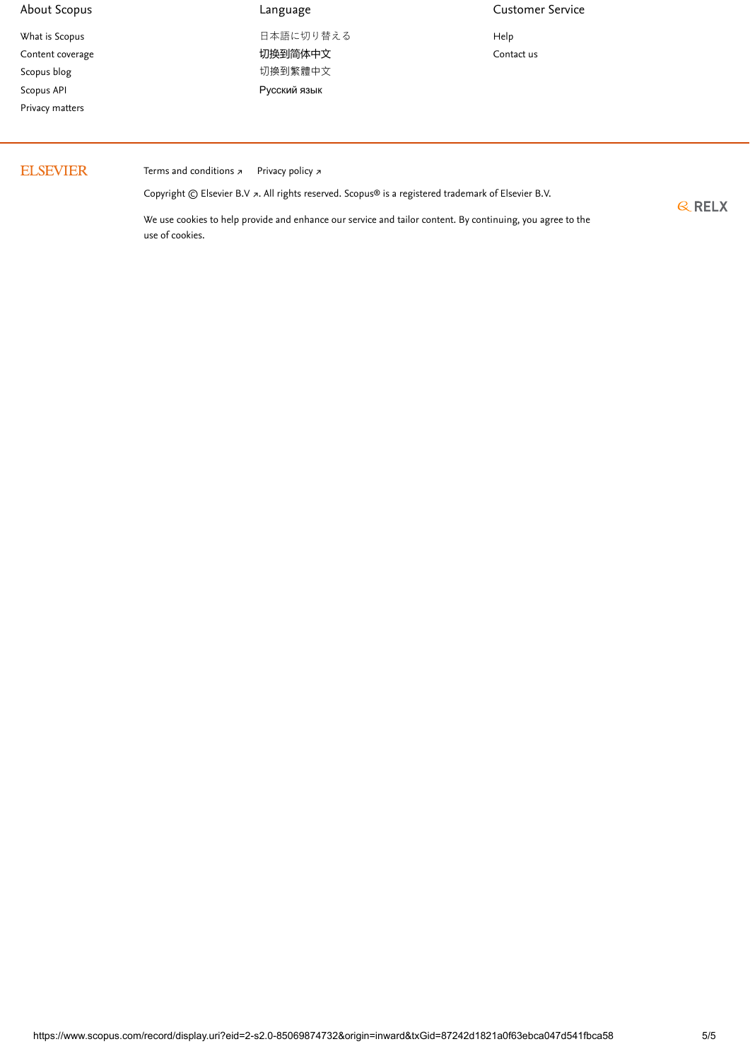## About Scopus

What is Scopus
Content coverage
Scopus blog
Scopus API
Privacy matters

## Language

日本語に切り替える
切换到简体中文
切換到繁體中文
Русский язык

## Customer Service

Help
Contact us

ELSEVIER

Terms and conditions ↗ Privacy policy ↗

Copyright © Elsevier B.V ↗. All rights reserved. Scopus® is a registered trademark of Elsevier B.V.

We use cookies to help provide and enhance our service and tailor content. By continuing, you agree to the use of cookies.

RELX